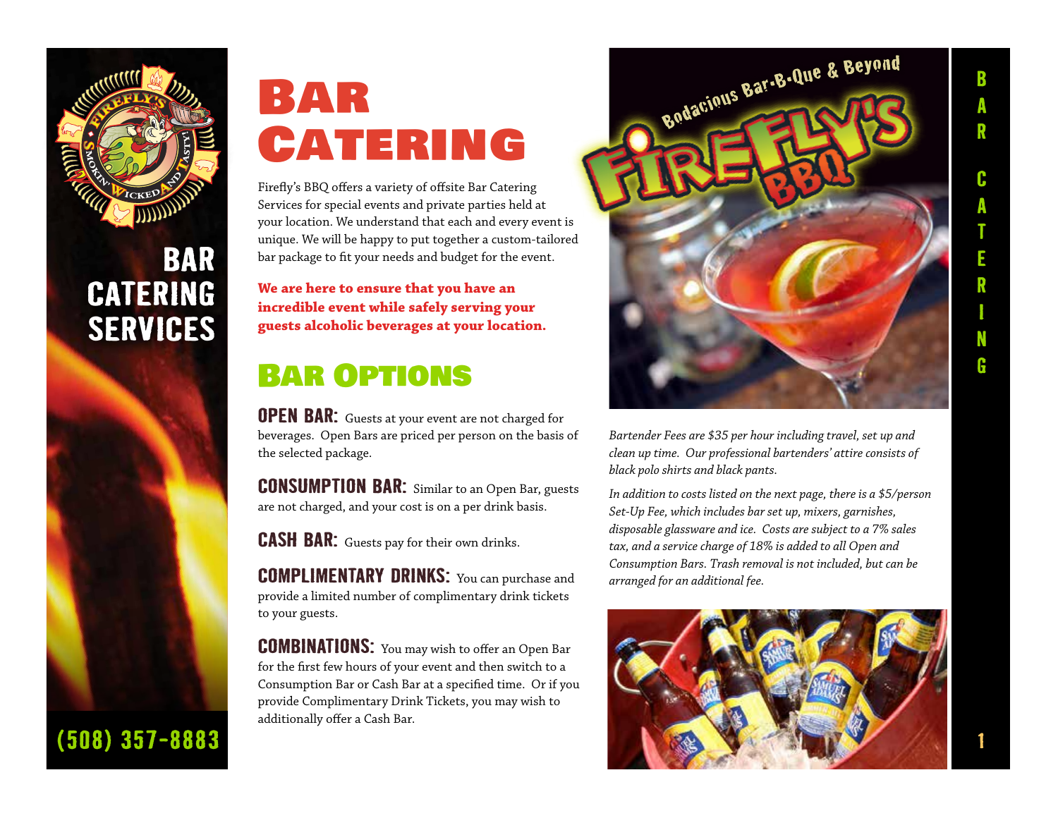# Bar Catering Services

(508) 357-8883

# Bar Catering

Firefly's BBQ offers a variety of offsite Bar Catering Services for special events and private parties held at your location. We understand that each and every event is unique. We will be happy to put together a custom-tailored bar package to fit your needs and budget for the event.

**We are here to ensure that you have an incredible event while safely serving your guests alcoholic beverages at your location.**

## Bar Options

**OPEN BAR:** Guests at your event are not charged for beverages. Open Bars are priced per person on the basis of the selected package.

**CONSUMPTION BAR:** Similar to an Open Bar, guests are not charged, and your cost is on a per drink basis.

**CASH BAR:** Guests pay for their own drinks.

**COMPLIMENTARY DRINKS:** You can purchase and provide a limited number of complimentary drink tickets to your guests.

**COMBINATIONS:** You may wish to offer an Open Bar for the first few hours of your event and then switch to a Consumption Bar or Cash Bar at a specified time. Or if you provide Complimentary Drink Tickets, you may wish to additionally offer a Cash Bar.

*Bartender Fees are $35 per hour including travel, set up and clean up time. Our professional bartenders' attire consists of black polo shirts and black pants.*

*In addition to costs listed on the next page, there is a $5/person Set-Up Fee, which includes bar set up, mixers, garnishes, disposable glassware and ice. Costs are subject to a 7% sales tax, and a service charge of 18% is added to all Open and Consumption Bars. Trash removal is not included, but can be arranged for an additional fee.*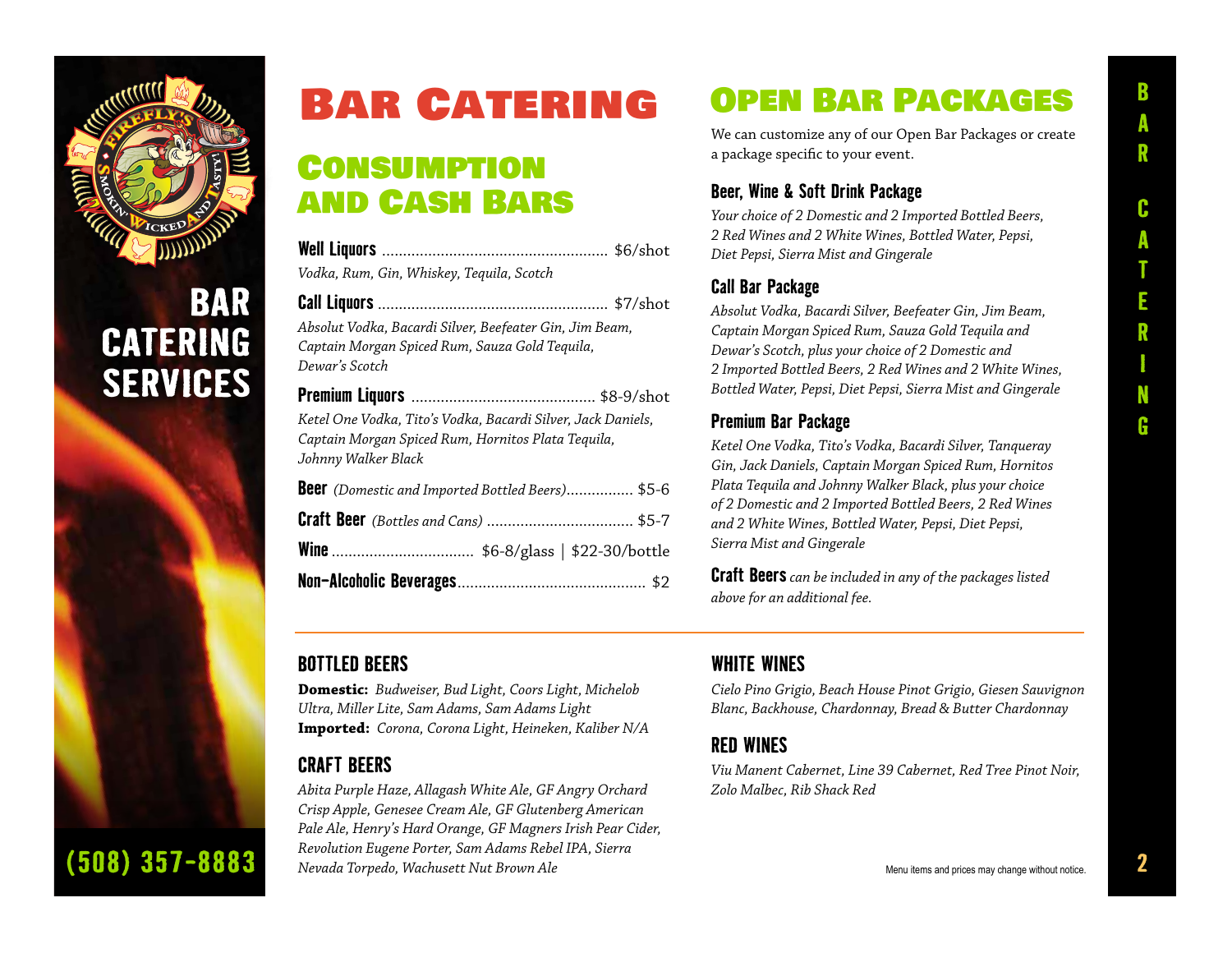BAR CATERING SERVICES

(508) 357-8883

# Bar Catering

## Consumption and Cash Bars

**Well Liquors** ........ $6/shot
*Vodka, Rum, Gin, Whiskey, Tequila, Scotch*

**Call Liquors** ........ $7/shot
*Absolut Vodka, Bacardi Silver, Beefeater Gin, Jim Beam, Captain Morgan Spiced Rum, Sauza Gold Tequila, Dewar's Scotch*

**Premium Liquors** ........ $8-9/shot
*Ketel One Vodka, Tito's Vodka, Bacardi Silver, Jack Daniels, Captain Morgan Spiced Rum, Hornitos Plata Tequila, Johnny Walker Black*

**Beer** *(Domestic and Imported Bottled Beers)* ........ $5-6

**Craft Beer** *(Bottles and Cans)* ........ $5-7

**Wine** ........ $6-8/glass | $22-30/bottle

**Non-Alcoholic Beverages** ........ $2

## Open Bar Packages

We can customize any of our Open Bar Packages or create a package specific to your event.

### Beer, Wine & Soft Drink Package

*Your choice of 2 Domestic and 2 Imported Bottled Beers, 2 Red Wines and 2 White Wines, Bottled Water, Pepsi, Diet Pepsi, Sierra Mist and Gingerale*

### Call Bar Package

*Absolut Vodka, Bacardi Silver, Beefeater Gin, Jim Beam, Captain Morgan Spiced Rum, Sauza Gold Tequila and Dewar's Scotch, plus your choice of 2 Domestic and 2 Imported Bottled Beers, 2 Red Wines and 2 White Wines, Bottled Water, Pepsi, Diet Pepsi, Sierra Mist and Gingerale*

### Premium Bar Package

*Ketel One Vodka, Tito's Vodka, Bacardi Silver, Tanqueray Gin, Jack Daniels, Captain Morgan Spiced Rum, Hornitos Plata Tequila and Johnny Walker Black, plus your choice of 2 Domestic and 2 Imported Bottled Beers, 2 Red Wines and 2 White Wines, Bottled Water, Pepsi, Diet Pepsi, Sierra Mist and Gingerale*

**Craft Beers** *can be included in any of the packages listed above for an additional fee.*

### Bottled Beers

**Domestic:** *Budweiser, Bud Light, Coors Light, Michelob Ultra, Miller Lite, Sam Adams, Sam Adams Light*
**Imported:** *Corona, Corona Light, Heineken, Kaliber N/A*

### Craft Beers

*Abita Purple Haze, Allagash White Ale, GF Angry Orchard Crisp Apple, Genesee Cream Ale, GF Glutenberg American Pale Ale, Henry's Hard Orange, GF Magners Irish Pear Cider, Revolution Eugene Porter, Sam Adams Rebel IPA, Sierra Nevada Torpedo, Wachusett Nut Brown Ale*

### White Wines

*Cielo Pino Grigio, Beach House Pinot Grigio, Giesen Sauvignon Blanc, Backhouse, Chardonnay, Bread & Butter Chardonnay*

### Red Wines

*Viu Manent Cabernet, Line 39 Cabernet, Red Tree Pinot Noir, Zolo Malbec, Rib Shack Red*

Menu items and prices may change without notice.